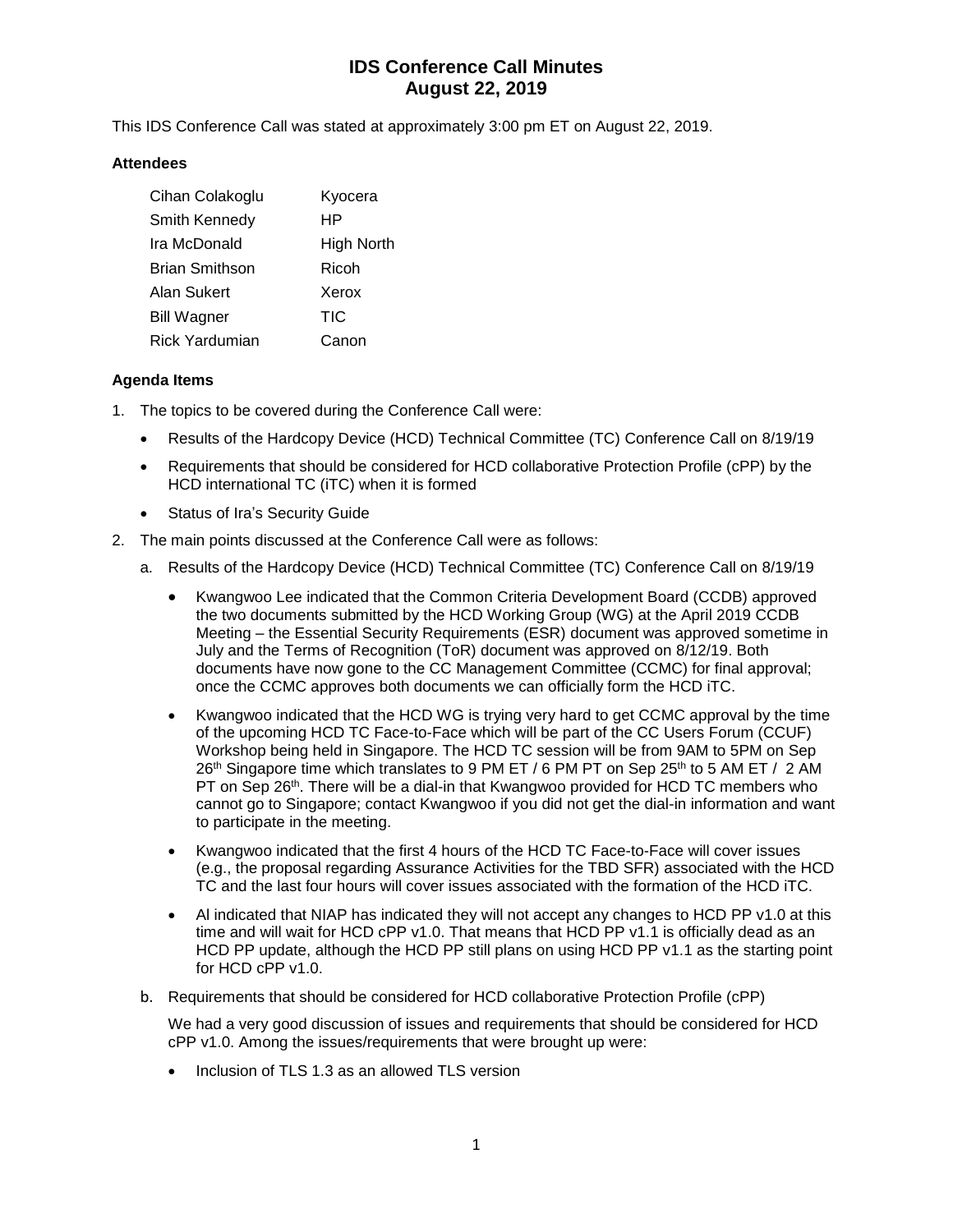# IDS Conference Call Minutes
# August 22, 2019

This IDS Conference Call was stated at approximately 3:00 pm ET on August 22, 2019.

### Attendees

| | |
|---|---|
| Cihan Colakoglu | Kyocera |
| Smith Kennedy | HP |
| Ira McDonald | High North |
| Brian Smithson | Ricoh |
| Alan Sukert | Xerox |
| Bill Wagner | TIC |
| Rick Yardumian | Canon |

### Agenda Items

1. The topics to be covered during the Conference Call were:
   - Results of the Hardcopy Device (HCD) Technical Committee (TC) Conference Call on 8/19/19
   - Requirements that should be considered for HCD collaborative Protection Profile (cPP) by the HCD international TC (iTC) when it is formed
   - Status of Ira's Security Guide
2. The main points discussed at the Conference Call were as follows:
   a. Results of the Hardcopy Device (HCD) Technical Committee (TC) Conference Call on 8/19/19
      - Kwangwoo Lee indicated that the Common Criteria Development Board (CCDB) approved the two documents submitted by the HCD Working Group (WG) at the April 2019 CCDB Meeting – the Essential Security Requirements (ESR) document was approved sometime in July and the Terms of Recognition (ToR) document was approved on 8/12/19. Both documents have now gone to the CC Management Committee (CCMC) for final approval; once the CCMC approves both documents we can officially form the HCD iTC.
      - Kwangwoo indicated that the HCD WG is trying very hard to get CCMC approval by the time of the upcoming HCD TC Face-to-Face which will be part of the CC Users Forum (CCUF) Workshop being held in Singapore. The HCD TC session will be from 9AM to 5PM on Sep 26th Singapore time which translates to 9 PM ET / 6 PM PT on Sep 25th to 5 AM ET / 2 AM PT on Sep 26th. There will be a dial-in that Kwangwoo provided for HCD TC members who cannot go to Singapore; contact Kwangwoo if you did not get the dial-in information and want to participate in the meeting.
      - Kwangwoo indicated that the first 4 hours of the HCD TC Face-to-Face will cover issues (e.g., the proposal regarding Assurance Activities for the TBD SFR) associated with the HCD TC and the last four hours will cover issues associated with the formation of the HCD iTC.
      - Al indicated that NIAP has indicated they will not accept any changes to HCD PP v1.0 at this time and will wait for HCD cPP v1.0. That means that HCD PP v1.1 is officially dead as an HCD PP update, although the HCD PP still plans on using HCD PP v1.1 as the starting point for HCD cPP v1.0.

   b. Requirements that should be considered for HCD collaborative Protection Profile (cPP)

      We had a very good discussion of issues and requirements that should be considered for HCD cPP v1.0. Among the issues/requirements that were brought up were:

      - Inclusion of TLS 1.3 as an allowed TLS version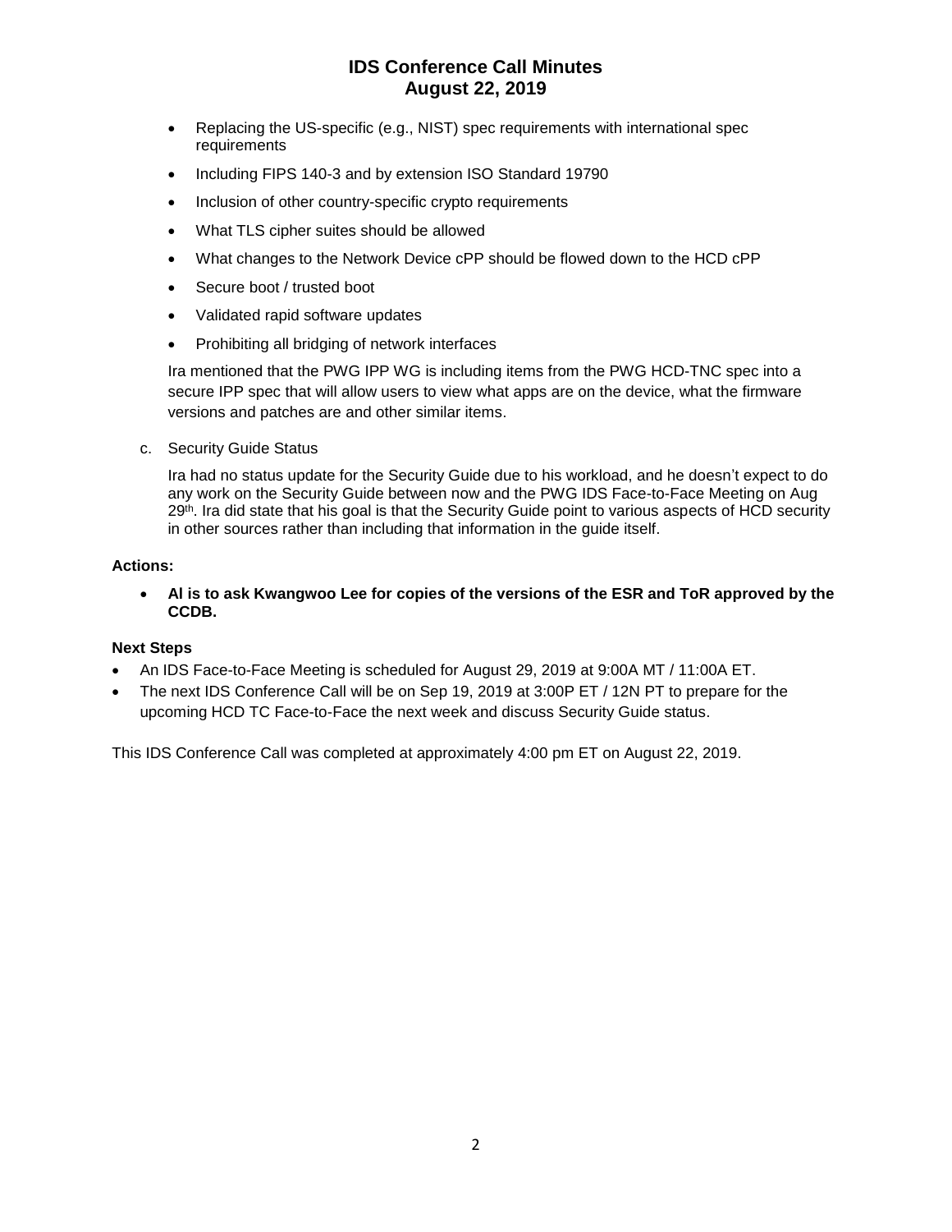- Replacing the US-specific (e.g., NIST) spec requirements with international spec requirements
- Including FIPS 140-3 and by extension ISO Standard 19790
- Inclusion of other country-specific crypto requirements
- What TLS cipher suites should be allowed
- What changes to the Network Device cPP should be flowed down to the HCD cPP
- Secure boot / trusted boot
- Validated rapid software updates
- Prohibiting all bridging of network interfaces

Ira mentioned that the PWG IPP WG is including items from the PWG HCD-TNC spec into a secure IPP spec that will allow users to view what apps are on the device, what the firmware versions and patches are and other similar items.

c. Security Guide Status

Ira had no status update for the Security Guide due to his workload, and he doesn't expect to do any work on the Security Guide between now and the PWG IDS Face-to-Face Meeting on Aug 29th. Ira did state that his goal is that the Security Guide point to various aspects of HCD security in other sources rather than including that information in the guide itself.

**Actions:**

- **Al is to ask Kwangwoo Lee for copies of the versions of the ESR and ToR approved by the CCDB.**

**Next Steps**

- An IDS Face-to-Face Meeting is scheduled for August 29, 2019 at 9:00A MT / 11:00A ET.
- The next IDS Conference Call will be on Sep 19, 2019 at 3:00P ET / 12N PT to prepare for the upcoming HCD TC Face-to-Face the next week and discuss Security Guide status.

This IDS Conference Call was completed at approximately 4:00 pm ET on August 22, 2019.